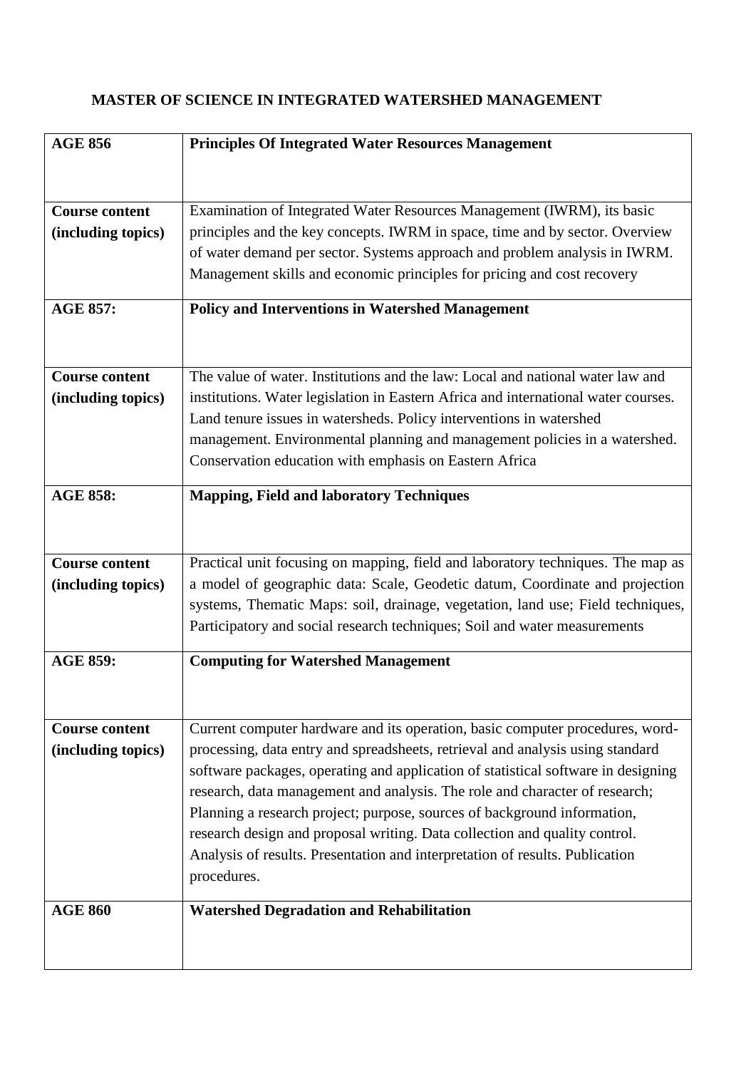# MASTER OF SCIENCE IN INTEGRATED WATERSHED MANAGEMENT

| **AGE 856** | **Principles Of Integrated Water Resources Management** |
|---|---|
| **Course content (including topics)** | Examination of Integrated Water Resources Management (IWRM), its basic principles and the key concepts. IWRM in space, time and by sector. Overview of water demand per sector. Systems approach and problem analysis in IWRM. Management skills and economic principles for pricing and cost recovery |
| **AGE 857:** | **Policy and Interventions in Watershed Management** |
| **Course content (including topics)** | The value of water. Institutions and the law: Local and national water law and institutions. Water legislation in Eastern Africa and international water courses. Land tenure issues in watersheds. Policy interventions in watershed management. Environmental planning and management policies in a watershed. Conservation education with emphasis on Eastern Africa |
| **AGE 858:** | **Mapping, Field and laboratory Techniques** |
| **Course content (including topics)** | Practical unit focusing on mapping, field and laboratory techniques. The map as a model of geographic data: Scale, Geodetic datum, Coordinate and projection systems, Thematic Maps: soil, drainage, vegetation, land use; Field techniques, Participatory and social research techniques; Soil and water measurements |
| **AGE 859:** | **Computing for Watershed Management** |
| **Course content (including topics)** | Current computer hardware and its operation, basic computer procedures, word-processing, data entry and spreadsheets, retrieval and analysis using standard software packages, operating and application of statistical software in designing research, data management and analysis. The role and character of research; Planning a research project; purpose, sources of background information, research design and proposal writing. Data collection and quality control. Analysis of results. Presentation and interpretation of results. Publication procedures. |
| **AGE 860** | **Watershed Degradation and Rehabilitation** |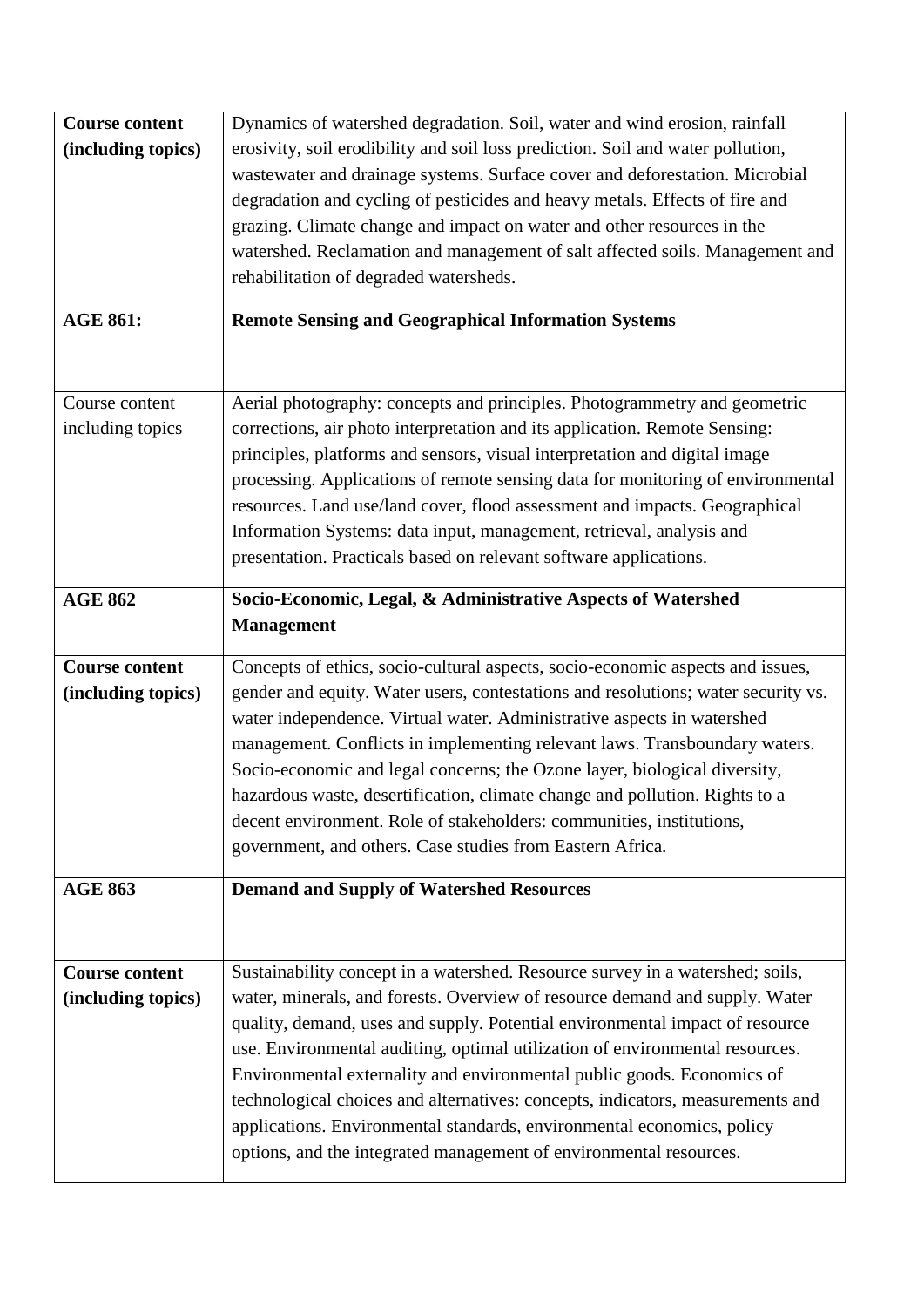| **Course content (including topics)** | Dynamics of watershed degradation. Soil, water and wind erosion, rainfall erosivity, soil erodibility and soil loss prediction. Soil and water pollution, wastewater and drainage systems. Surface cover and deforestation. Microbial degradation and cycling of pesticides and heavy metals. Effects of fire and grazing. Climate change and impact on water and other resources in the watershed. Reclamation and management of salt affected soils. Management and rehabilitation of degraded watersheds. |
|---|---|
| **AGE 861:** | **Remote Sensing and Geographical Information Systems** |
| Course content including topics | Aerial photography: concepts and principles. Photogrammetry and geometric corrections, air photo interpretation and its application. Remote Sensing: principles, platforms and sensors, visual interpretation and digital image processing. Applications of remote sensing data for monitoring of environmental resources. Land use/land cover, flood assessment and impacts. Geographical Information Systems: data input, management, retrieval, analysis and presentation. Practicals based on relevant software applications. |
| **AGE 862** | **Socio-Economic, Legal, & Administrative Aspects of Watershed Management** |
| **Course content (including topics)** | Concepts of ethics, socio-cultural aspects, socio-economic aspects and issues, gender and equity. Water users, contestations and resolutions; water security vs. water independence. Virtual water. Administrative aspects in watershed management. Conflicts in implementing relevant laws. Transboundary waters. Socio-economic and legal concerns; the Ozone layer, biological diversity, hazardous waste, desertification, climate change and pollution. Rights to a decent environment. Role of stakeholders: communities, institutions, government, and others. Case studies from Eastern Africa. |
| **AGE 863** | **Demand and Supply of Watershed Resources** |
| **Course content (including topics)** | Sustainability concept in a watershed. Resource survey in a watershed; soils, water, minerals, and forests. Overview of resource demand and supply. Water quality, demand, uses and supply. Potential environmental impact of resource use. Environmental auditing, optimal utilization of environmental resources. Environmental externality and environmental public goods. Economics of technological choices and alternatives: concepts, indicators, measurements and applications. Environmental standards, environmental economics, policy options, and the integrated management of environmental resources. |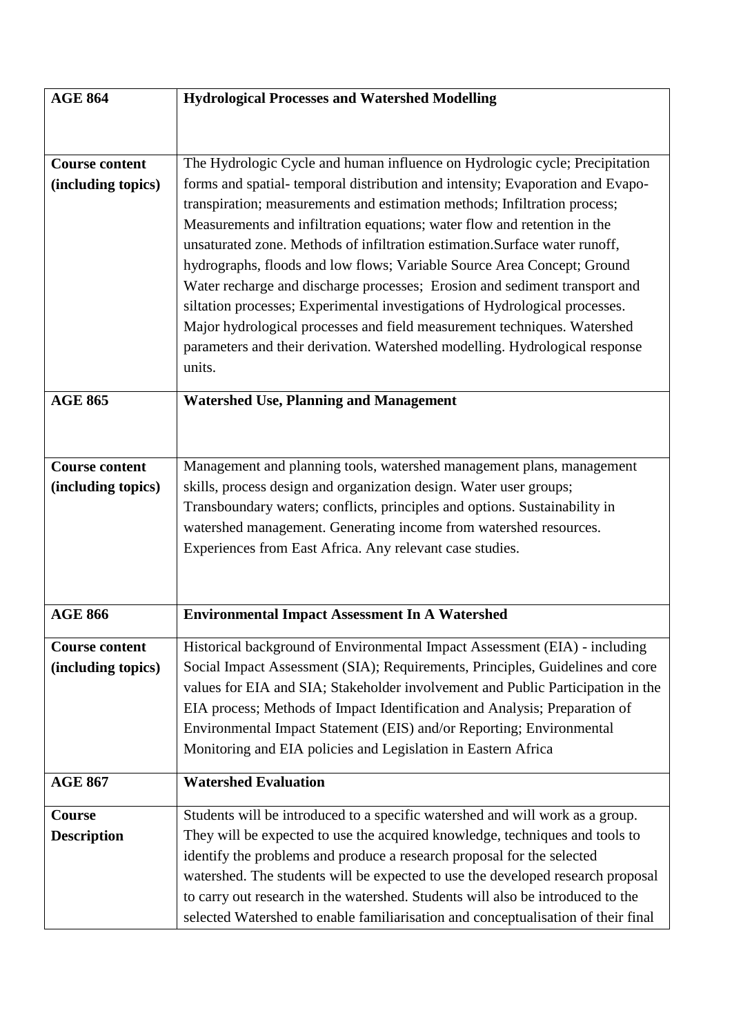| AGE 864 | **Hydrological Processes and Watershed Modelling** |
|---|---|
| **Course content (including topics)** | The Hydrologic Cycle and human influence on Hydrologic cycle; Precipitation forms and spatial- temporal distribution and intensity; Evaporation and Evapo-transpiration; measurements and estimation methods; Infiltration process; Measurements and infiltration equations; water flow and retention in the unsaturated zone. Methods of infiltration estimation.Surface water runoff, hydrographs, floods and low flows; Variable Source Area Concept; Ground Water recharge and discharge processes; Erosion and sediment transport and siltation processes; Experimental investigations of Hydrological processes. Major hydrological processes and field measurement techniques. Watershed parameters and their derivation. Watershed modelling. Hydrological response units. |
| **AGE 865** | **Watershed Use, Planning and Management** |
| **Course content (including topics)** | Management and planning tools, watershed management plans, management skills, process design and organization design. Water user groups; Transboundary waters; conflicts, principles and options. Sustainability in watershed management. Generating income from watershed resources. Experiences from East Africa. Any relevant case studies. |
| **AGE 866** | **Environmental Impact Assessment In A Watershed** |
| **Course content (including topics)** | Historical background of Environmental Impact Assessment (EIA) - including Social Impact Assessment (SIA); Requirements, Principles, Guidelines and core values for EIA and SIA; Stakeholder involvement and Public Participation in the EIA process; Methods of Impact Identification and Analysis; Preparation of Environmental Impact Statement (EIS) and/or Reporting; Environmental Monitoring and EIA policies and Legislation in Eastern Africa |
| **AGE 867** | **Watershed Evaluation** |
| **Course Description** | Students will be introduced to a specific watershed and will work as a group. They will be expected to use the acquired knowledge, techniques and tools to identify the problems and produce a research proposal for the selected watershed. The students will be expected to use the developed research proposal to carry out research in the watershed. Students will also be introduced to the selected Watershed to enable familiarisation and conceptualisation of their final |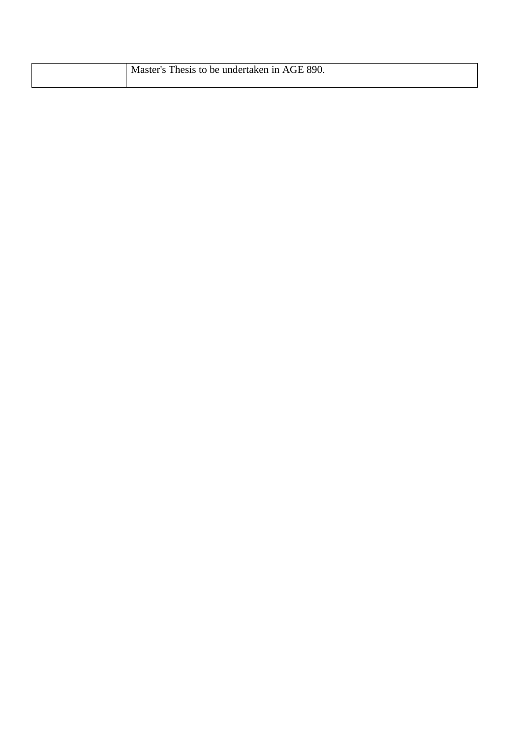| | |
|---|---|
| | Master's Thesis to be undertaken in AGE 890. |